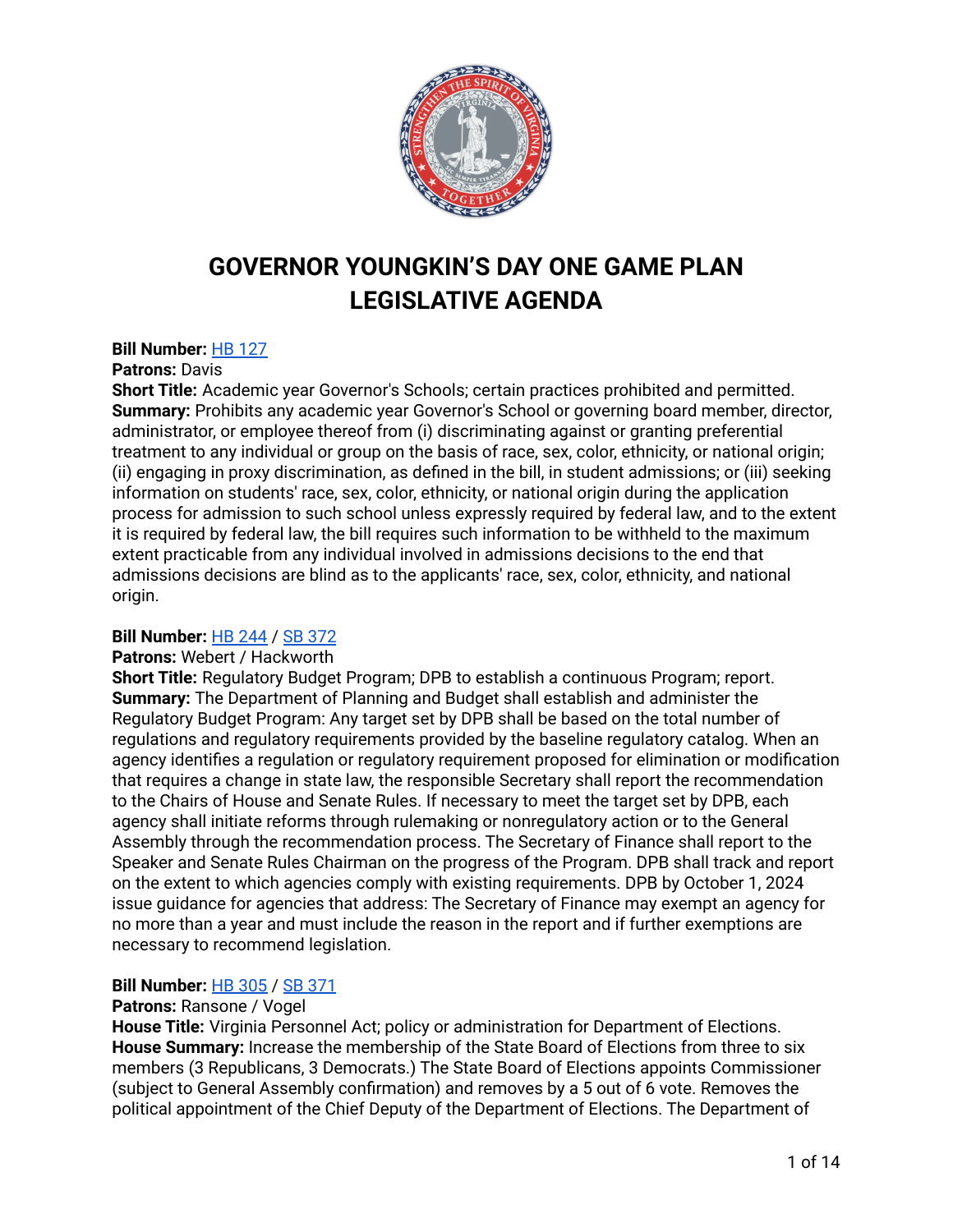# GOVERNOR YOUNGKIN'S DAY ONE GAME PLAN LEGISLATIVE AGENDA

**Bill Number:** HB 127
**Patrons:** Davis
**Short Title:** Academic year Governor's Schools; certain practices prohibited and permitted.
**Summary:** Prohibits any academic year Governor's School or governing board member, director, administrator, or employee thereof from (i) discriminating against or granting preferential treatment to any individual or group on the basis of race, sex, color, ethnicity, or national origin; (ii) engaging in proxy discrimination, as defined in the bill, in student admissions; or (iii) seeking information on students' race, sex, color, ethnicity, or national origin during the application process for admission to such school unless expressly required by federal law, and to the extent it is required by federal law, the bill requires such information to be withheld to the maximum extent practicable from any individual involved in admissions decisions to the end that admissions decisions are blind as to the applicants' race, sex, color, ethnicity, and national origin.

**Bill Number:** HB 244 / SB 372
**Patrons:** Webert / Hackworth
**Short Title:** Regulatory Budget Program; DPB to establish a continuous Program; report.
**Summary:** The Department of Planning and Budget shall establish and administer the Regulatory Budget Program: Any target set by DPB shall be based on the total number of regulations and regulatory requirements provided by the baseline regulatory catalog. When an agency identifies a regulation or regulatory requirement proposed for elimination or modification that requires a change in state law, the responsible Secretary shall report the recommendation to the Chairs of House and Senate Rules. If necessary to meet the target set by DPB, each agency shall initiate reforms through rulemaking or nonregulatory action or to the General Assembly through the recommendation process. The Secretary of Finance shall report to the Speaker and Senate Rules Chairman on the progress of the Program. DPB shall track and report on the extent to which agencies comply with existing requirements. DPB by October 1, 2024 issue guidance for agencies that address: The Secretary of Finance may exempt an agency for no more than a year and must include the reason in the report and if further exemptions are necessary to recommend legislation.

**Bill Number:** HB 305 / SB 371
**Patrons:** Ransone / Vogel
**House Title:** Virginia Personnel Act; policy or administration for Department of Elections.
**House Summary:** Increase the membership of the State Board of Elections from three to six members (3 Republicans, 3 Democrats.) The State Board of Elections appoints Commissioner (subject to General Assembly confirmation) and removes by a 5 out of 6 vote. Removes the political appointment of the Chief Deputy of the Department of Elections. The Department of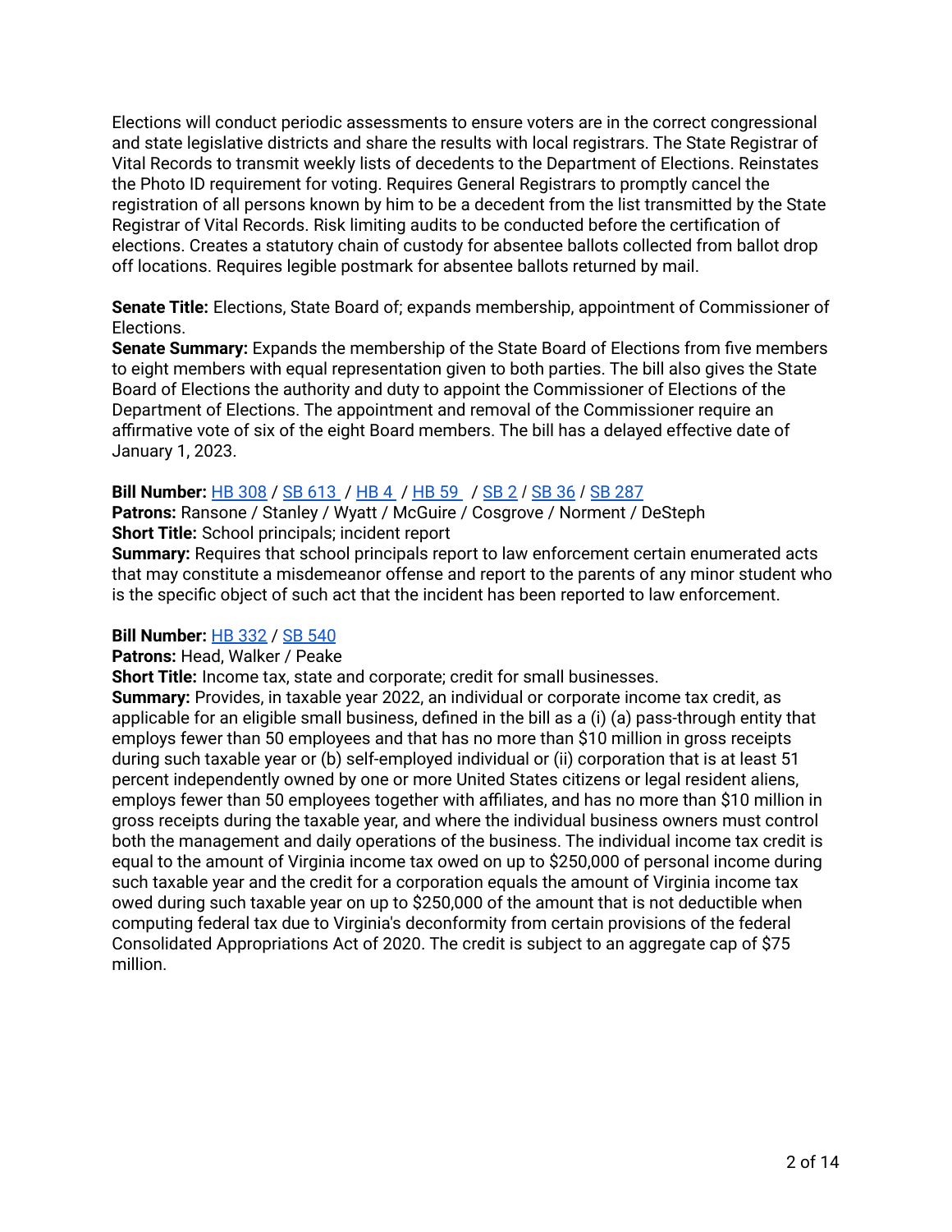Elections will conduct periodic assessments to ensure voters are in the correct congressional and state legislative districts and share the results with local registrars. The State Registrar of Vital Records to transmit weekly lists of decedents to the Department of Elections. Reinstates the Photo ID requirement for voting. Requires General Registrars to promptly cancel the registration of all persons known by him to be a decedent from the list transmitted by the State Registrar of Vital Records. Risk limiting audits to be conducted before the certification of elections. Creates a statutory chain of custody for absentee ballots collected from ballot drop off locations. Requires legible postmark for absentee ballots returned by mail.

**Senate Title:** Elections, State Board of; expands membership, appointment of Commissioner of Elections.
**Senate Summary:** Expands the membership of the State Board of Elections from five members to eight members with equal representation given to both parties. The bill also gives the State Board of Elections the authority and duty to appoint the Commissioner of Elections of the Department of Elections. The appointment and removal of the Commissioner require an affirmative vote of six of the eight Board members. The bill has a delayed effective date of January 1, 2023.

**Bill Number:** HB 308 / SB 613 / HB 4 / HB 59 / SB 2 / SB 36 / SB 287
**Patrons:** Ransone / Stanley / Wyatt / McGuire / Cosgrove / Norment / DeSteph
**Short Title:** School principals; incident report
**Summary:** Requires that school principals report to law enforcement certain enumerated acts that may constitute a misdemeanor offense and report to the parents of any minor student who is the specific object of such act that the incident has been reported to law enforcement.

**Bill Number:** HB 332 / SB 540
**Patrons:** Head, Walker / Peake
**Short Title:** Income tax, state and corporate; credit for small businesses.
**Summary:** Provides, in taxable year 2022, an individual or corporate income tax credit, as applicable for an eligible small business, defined in the bill as a (i) (a) pass-through entity that employs fewer than 50 employees and that has no more than $10 million in gross receipts during such taxable year or (b) self-employed individual or (ii) corporation that is at least 51 percent independently owned by one or more United States citizens or legal resident aliens, employs fewer than 50 employees together with affiliates, and has no more than $10 million in gross receipts during the taxable year, and where the individual business owners must control both the management and daily operations of the business. The individual income tax credit is equal to the amount of Virginia income tax owed on up to $250,000 of personal income during such taxable year and the credit for a corporation equals the amount of Virginia income tax owed during such taxable year on up to $250,000 of the amount that is not deductible when computing federal tax due to Virginia's deconformity from certain provisions of the federal Consolidated Appropriations Act of 2020. The credit is subject to an aggregate cap of $75 million.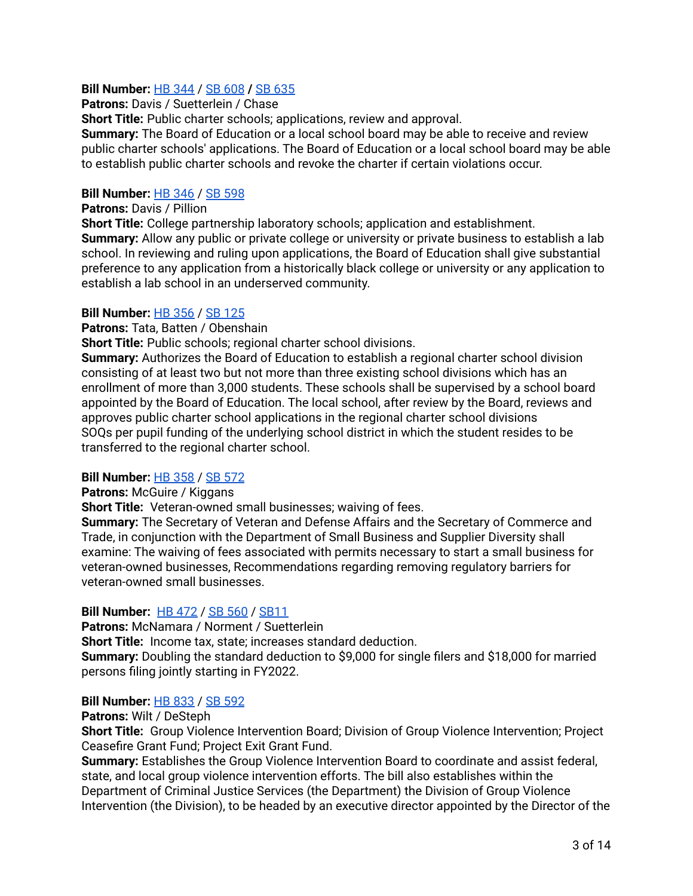**Bill Number:** HB 344 / SB 608 **/** SB 635
**Patrons:** Davis / Suetterlein / Chase
**Short Title:** Public charter schools; applications, review and approval.
**Summary:** The Board of Education or a local school board may be able to receive and review public charter schools' applications. The Board of Education or a local school board may be able to establish public charter schools and revoke the charter if certain violations occur.

**Bill Number:** HB 346 / SB 598
**Patrons:** Davis / Pillion
**Short Title:** College partnership laboratory schools; application and establishment.
**Summary:** Allow any public or private college or university or private business to establish a lab school. In reviewing and ruling upon applications, the Board of Education shall give substantial preference to any application from a historically black college or university or any application to establish a lab school in an underserved community.

**Bill Number:** HB 356 / SB 125
**Patrons:** Tata, Batten / Obenshain
**Short Title:** Public schools; regional charter school divisions.
**Summary:** Authorizes the Board of Education to establish a regional charter school division consisting of at least two but not more than three existing school divisions which has an enrollment of more than 3,000 students. These schools shall be supervised by a school board appointed by the Board of Education. The local school, after review by the Board, reviews and approves public charter school applications in the regional charter school divisions SOQs per pupil funding of the underlying school district in which the student resides to be transferred to the regional charter school.

**Bill Number:** HB 358 / SB 572
**Patrons:** McGuire / Kiggans
**Short Title:** Veteran-owned small businesses; waiving of fees.
**Summary:** The Secretary of Veteran and Defense Affairs and the Secretary of Commerce and Trade, in conjunction with the Department of Small Business and Supplier Diversity shall examine: The waiving of fees associated with permits necessary to start a small business for veteran-owned businesses, Recommendations regarding removing regulatory barriers for veteran-owned small businesses.

**Bill Number:** HB 472 / SB 560 / SB11
**Patrons:** McNamara / Norment / Suetterlein
**Short Title:** Income tax, state; increases standard deduction.
**Summary:** Doubling the standard deduction to $9,000 for single filers and $18,000 for married persons filing jointly starting in FY2022.

**Bill Number:** HB 833 / SB 592
**Patrons:** Wilt / DeSteph
**Short Title:** Group Violence Intervention Board; Division of Group Violence Intervention; Project Ceasefire Grant Fund; Project Exit Grant Fund.
**Summary:** Establishes the Group Violence Intervention Board to coordinate and assist federal, state, and local group violence intervention efforts. The bill also establishes within the Department of Criminal Justice Services (the Department) the Division of Group Violence Intervention (the Division), to be headed by an executive director appointed by the Director of the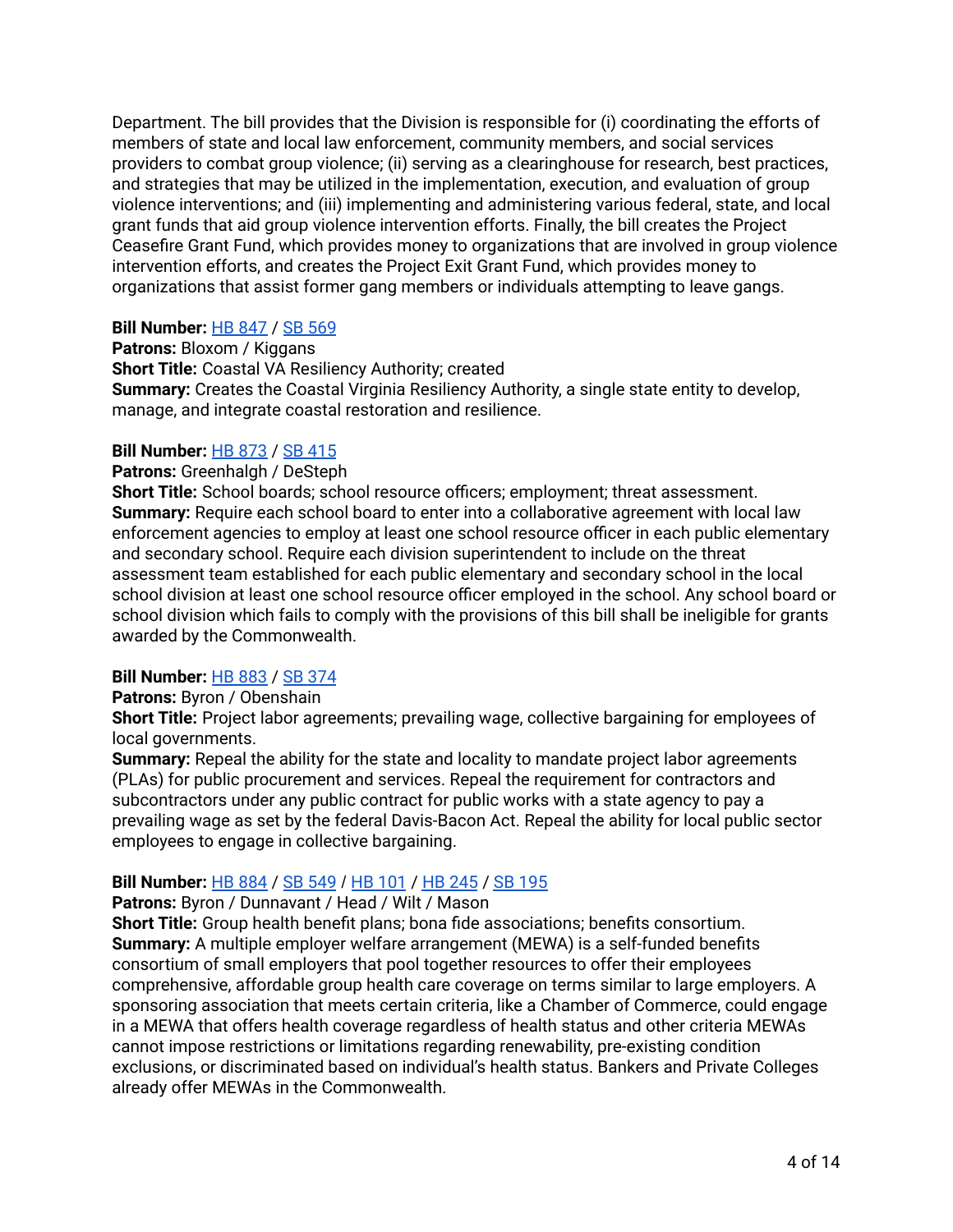Department. The bill provides that the Division is responsible for (i) coordinating the efforts of members of state and local law enforcement, community members, and social services providers to combat group violence; (ii) serving as a clearinghouse for research, best practices, and strategies that may be utilized in the implementation, execution, and evaluation of group violence interventions; and (iii) implementing and administering various federal, state, and local grant funds that aid group violence intervention efforts. Finally, the bill creates the Project Ceasefire Grant Fund, which provides money to organizations that are involved in group violence intervention efforts, and creates the Project Exit Grant Fund, which provides money to organizations that assist former gang members or individuals attempting to leave gangs.

**Bill Number:** HB 847 / SB 569
**Patrons:** Bloxom / Kiggans
**Short Title:** Coastal VA Resiliency Authority; created
**Summary:** Creates the Coastal Virginia Resiliency Authority, a single state entity to develop, manage, and integrate coastal restoration and resilience.

**Bill Number:** HB 873 / SB 415
**Patrons:** Greenhalgh / DeSteph
**Short Title:** School boards; school resource officers; employment; threat assessment.
**Summary:** Require each school board to enter into a collaborative agreement with local law enforcement agencies to employ at least one school resource officer in each public elementary and secondary school. Require each division superintendent to include on the threat assessment team established for each public elementary and secondary school in the local school division at least one school resource officer employed in the school. Any school board or school division which fails to comply with the provisions of this bill shall be ineligible for grants awarded by the Commonwealth.

**Bill Number:** HB 883 / SB 374
**Patrons:** Byron / Obenshain
**Short Title:** Project labor agreements; prevailing wage, collective bargaining for employees of local governments.
**Summary:** Repeal the ability for the state and locality to mandate project labor agreements (PLAs) for public procurement and services. Repeal the requirement for contractors and subcontractors under any public contract for public works with a state agency to pay a prevailing wage as set by the federal Davis-Bacon Act. Repeal the ability for local public sector employees to engage in collective bargaining.

**Bill Number:** HB 884 / SB 549 / HB 101 / HB 245 / SB 195
**Patrons:** Byron / Dunnavant / Head / Wilt / Mason
**Short Title:** Group health benefit plans; bona fide associations; benefits consortium.
**Summary:** A multiple employer welfare arrangement (MEWA) is a self-funded benefits consortium of small employers that pool together resources to offer their employees comprehensive, affordable group health care coverage on terms similar to large employers. A sponsoring association that meets certain criteria, like a Chamber of Commerce, could engage in a MEWA that offers health coverage regardless of health status and other criteria MEWAs cannot impose restrictions or limitations regarding renewability, pre-existing condition exclusions, or discriminated based on individual's health status. Bankers and Private Colleges already offer MEWAs in the Commonwealth.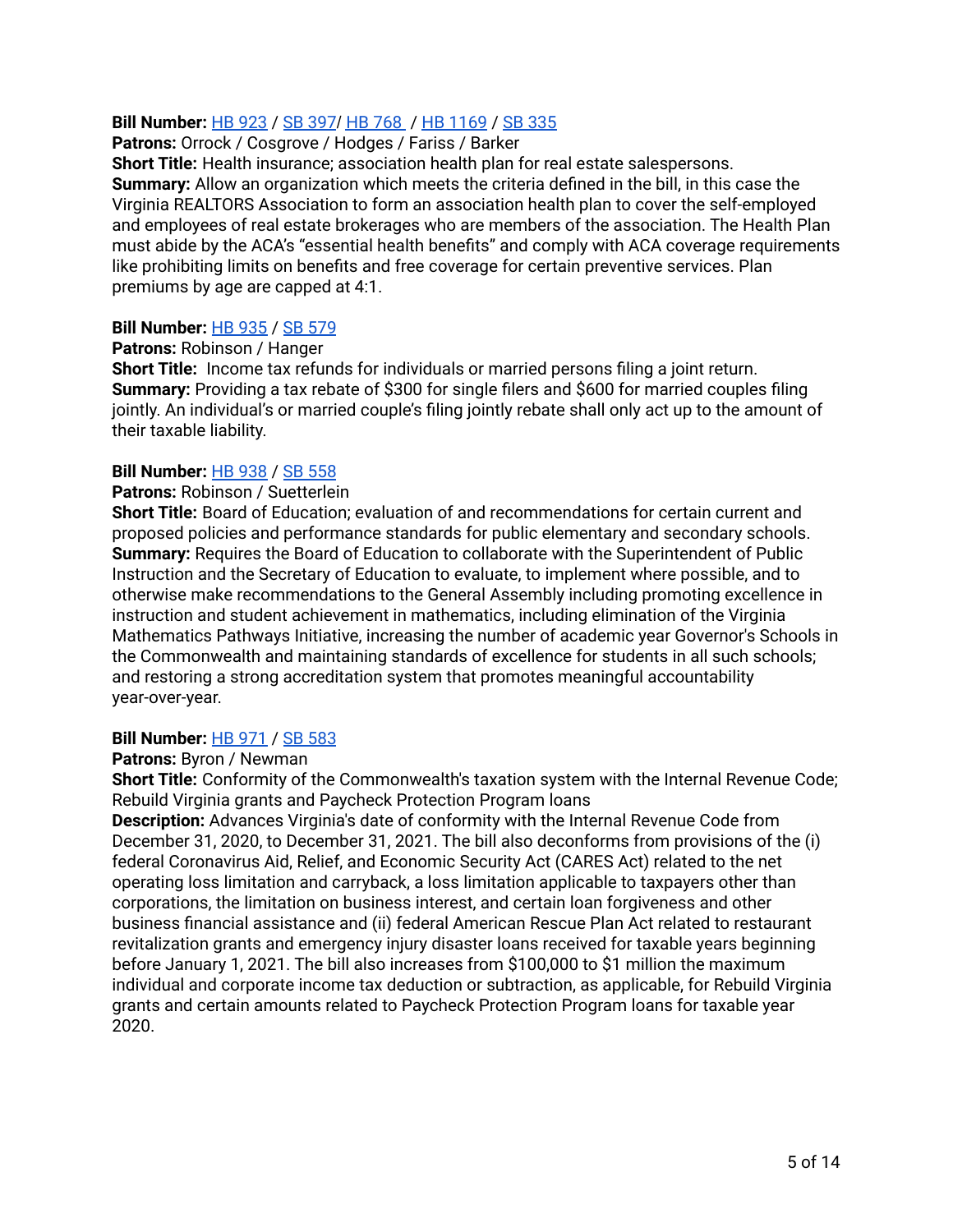**Bill Number:** HB 923 / SB 397/ HB 768 / HB 1169 / SB 335
**Patrons:** Orrock / Cosgrove / Hodges / Fariss / Barker
**Short Title:** Health insurance; association health plan for real estate salespersons.
**Summary:** Allow an organization which meets the criteria defined in the bill, in this case the Virginia REALTORS Association to form an association health plan to cover the self-employed and employees of real estate brokerages who are members of the association. The Health Plan must abide by the ACA's "essential health benefits" and comply with ACA coverage requirements like prohibiting limits on benefits and free coverage for certain preventive services. Plan premiums by age are capped at 4:1.

**Bill Number:** HB 935 / SB 579
**Patrons:** Robinson / Hanger
**Short Title:** Income tax refunds for individuals or married persons filing a joint return.
**Summary:** Providing a tax rebate of $300 for single filers and $600 for married couples filing jointly. An individual's or married couple's filing jointly rebate shall only act up to the amount of their taxable liability.

**Bill Number:** HB 938 / SB 558
**Patrons:** Robinson / Suetterlein
**Short Title:** Board of Education; evaluation of and recommendations for certain current and proposed policies and performance standards for public elementary and secondary schools.
**Summary:** Requires the Board of Education to collaborate with the Superintendent of Public Instruction and the Secretary of Education to evaluate, to implement where possible, and to otherwise make recommendations to the General Assembly including promoting excellence in instruction and student achievement in mathematics, including elimination of the Virginia Mathematics Pathways Initiative, increasing the number of academic year Governor's Schools in the Commonwealth and maintaining standards of excellence for students in all such schools; and restoring a strong accreditation system that promotes meaningful accountability year-over-year.

**Bill Number:** HB 971 / SB 583
**Patrons:** Byron / Newman
**Short Title:** Conformity of the Commonwealth's taxation system with the Internal Revenue Code; Rebuild Virginia grants and Paycheck Protection Program loans
**Description:** Advances Virginia's date of conformity with the Internal Revenue Code from December 31, 2020, to December 31, 2021. The bill also deconforms from provisions of the (i) federal Coronavirus Aid, Relief, and Economic Security Act (CARES Act) related to the net operating loss limitation and carryback, a loss limitation applicable to taxpayers other than corporations, the limitation on business interest, and certain loan forgiveness and other business financial assistance and (ii) federal American Rescue Plan Act related to restaurant revitalization grants and emergency injury disaster loans received for taxable years beginning before January 1, 2021. The bill also increases from $100,000 to $1 million the maximum individual and corporate income tax deduction or subtraction, as applicable, for Rebuild Virginia grants and certain amounts related to Paycheck Protection Program loans for taxable year 2020.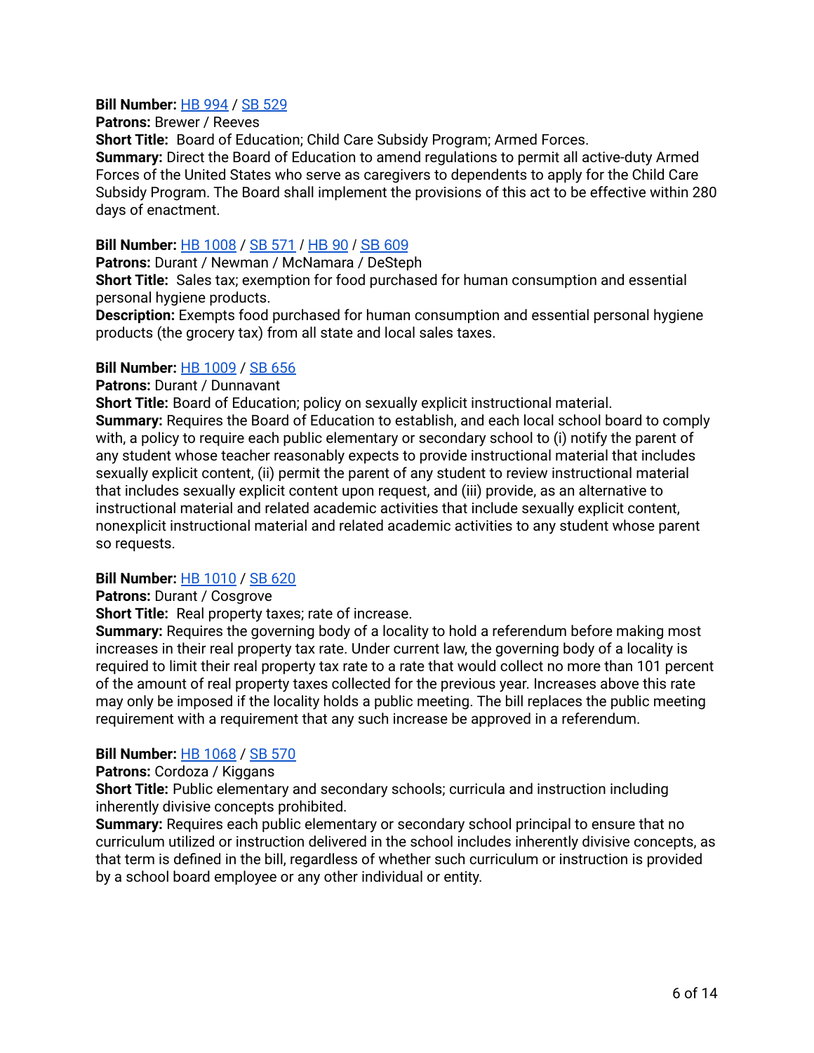**Bill Number:** HB 994 / SB 529
**Patrons:** Brewer / Reeves
**Short Title:** Board of Education; Child Care Subsidy Program; Armed Forces.
**Summary:** Direct the Board of Education to amend regulations to permit all active-duty Armed Forces of the United States who serve as caregivers to dependents to apply for the Child Care Subsidy Program. The Board shall implement the provisions of this act to be effective within 280 days of enactment.

**Bill Number:** HB 1008 / SB 571 / HB 90 / SB 609
**Patrons:** Durant / Newman / McNamara / DeSteph
**Short Title:** Sales tax; exemption for food purchased for human consumption and essential personal hygiene products.
**Description:** Exempts food purchased for human consumption and essential personal hygiene products (the grocery tax) from all state and local sales taxes.

**Bill Number:** HB 1009 / SB 656
**Patrons:** Durant / Dunnavant
**Short Title:** Board of Education; policy on sexually explicit instructional material.
**Summary:** Requires the Board of Education to establish, and each local school board to comply with, a policy to require each public elementary or secondary school to (i) notify the parent of any student whose teacher reasonably expects to provide instructional material that includes sexually explicit content, (ii) permit the parent of any student to review instructional material that includes sexually explicit content upon request, and (iii) provide, as an alternative to instructional material and related academic activities that include sexually explicit content, nonexplicit instructional material and related academic activities to any student whose parent so requests.

**Bill Number:** HB 1010 / SB 620
**Patrons:** Durant / Cosgrove
**Short Title:** Real property taxes; rate of increase.
**Summary:** Requires the governing body of a locality to hold a referendum before making most increases in their real property tax rate. Under current law, the governing body of a locality is required to limit their real property tax rate to a rate that would collect no more than 101 percent of the amount of real property taxes collected for the previous year. Increases above this rate may only be imposed if the locality holds a public meeting. The bill replaces the public meeting requirement with a requirement that any such increase be approved in a referendum.

**Bill Number:** HB 1068 / SB 570
**Patrons:** Cordoza / Kiggans
**Short Title:** Public elementary and secondary schools; curricula and instruction including inherently divisive concepts prohibited.
**Summary:** Requires each public elementary or secondary school principal to ensure that no curriculum utilized or instruction delivered in the school includes inherently divisive concepts, as that term is defined in the bill, regardless of whether such curriculum or instruction is provided by a school board employee or any other individual or entity.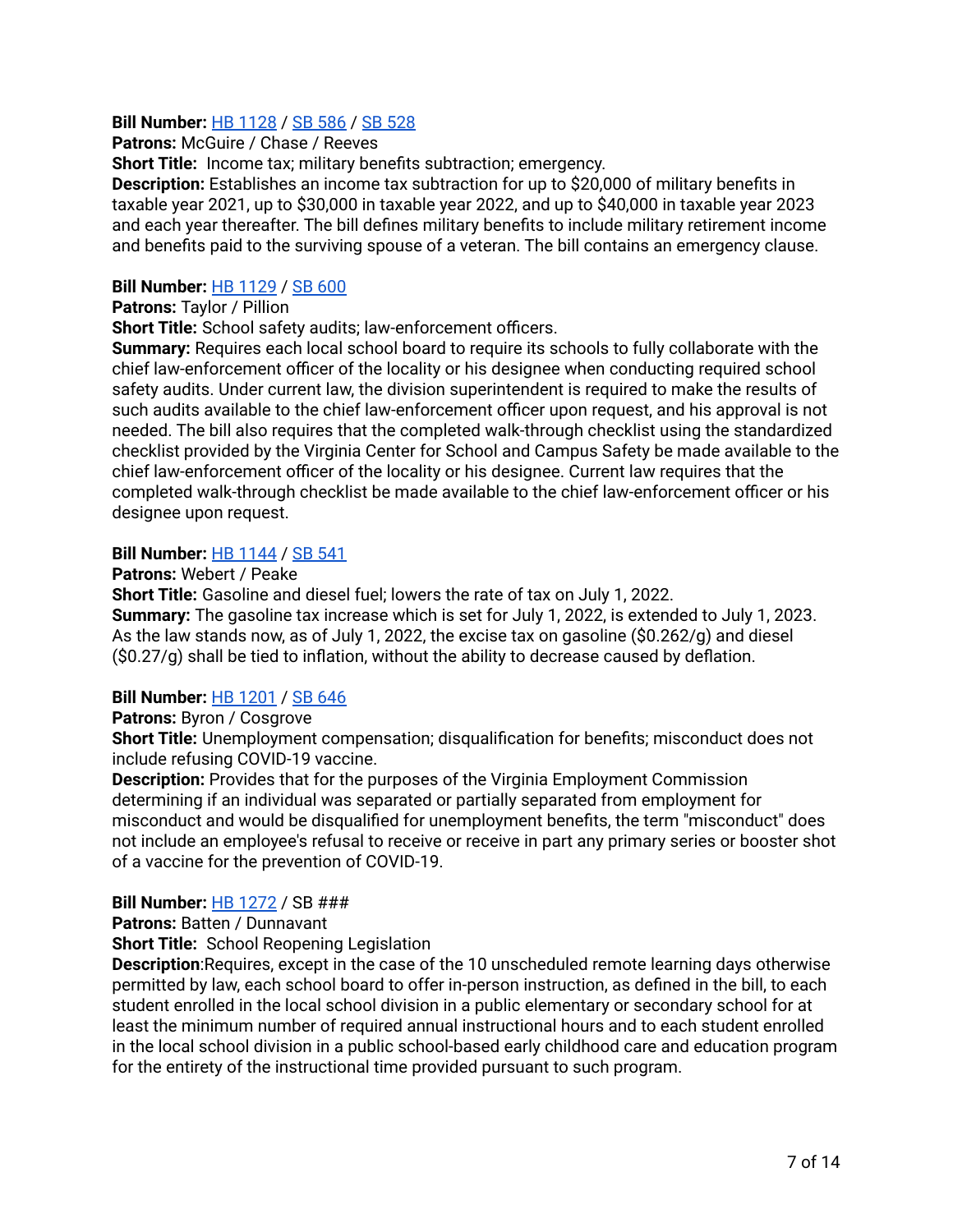**Bill Number:** HB 1128 / SB 586 / SB 528

**Patrons:** McGuire / Chase / Reeves

**Short Title:** Income tax; military benefits subtraction; emergency.

**Description:** Establishes an income tax subtraction for up to $20,000 of military benefits in taxable year 2021, up to $30,000 in taxable year 2022, and up to $40,000 in taxable year 2023 and each year thereafter. The bill defines military benefits to include military retirement income and benefits paid to the surviving spouse of a veteran. The bill contains an emergency clause.

**Bill Number:** HB 1129 / SB 600

**Patrons:** Taylor / Pillion

**Short Title:** School safety audits; law-enforcement officers.

**Summary:** Requires each local school board to require its schools to fully collaborate with the chief law-enforcement officer of the locality or his designee when conducting required school safety audits. Under current law, the division superintendent is required to make the results of such audits available to the chief law-enforcement officer upon request, and his approval is not needed. The bill also requires that the completed walk-through checklist using the standardized checklist provided by the Virginia Center for School and Campus Safety be made available to the chief law-enforcement officer of the locality or his designee. Current law requires that the completed walk-through checklist be made available to the chief law-enforcement officer or his designee upon request.

**Bill Number:** HB 1144 / SB 541

**Patrons:** Webert / Peake

**Short Title:** Gasoline and diesel fuel; lowers the rate of tax on July 1, 2022.

**Summary:** The gasoline tax increase which is set for July 1, 2022, is extended to July 1, 2023. As the law stands now, as of July 1, 2022, the excise tax on gasoline ($0.262/g) and diesel ($0.27/g) shall be tied to inflation, without the ability to decrease caused by deflation.

**Bill Number:** HB 1201 / SB 646

**Patrons:** Byron / Cosgrove

**Short Title:** Unemployment compensation; disqualification for benefits; misconduct does not include refusing COVID-19 vaccine.

**Description:** Provides that for the purposes of the Virginia Employment Commission determining if an individual was separated or partially separated from employment for misconduct and would be disqualified for unemployment benefits, the term "misconduct" does not include an employee's refusal to receive or receive in part any primary series or booster shot of a vaccine for the prevention of COVID-19.

**Bill Number:** HB 1272 / SB ###

**Patrons:** Batten / Dunnavant

**Short Title:** School Reopening Legislation

**Description**:Requires, except in the case of the 10 unscheduled remote learning days otherwise permitted by law, each school board to offer in-person instruction, as defined in the bill, to each student enrolled in the local school division in a public elementary or secondary school for at least the minimum number of required annual instructional hours and to each student enrolled in the local school division in a public school-based early childhood care and education program for the entirety of the instructional time provided pursuant to such program.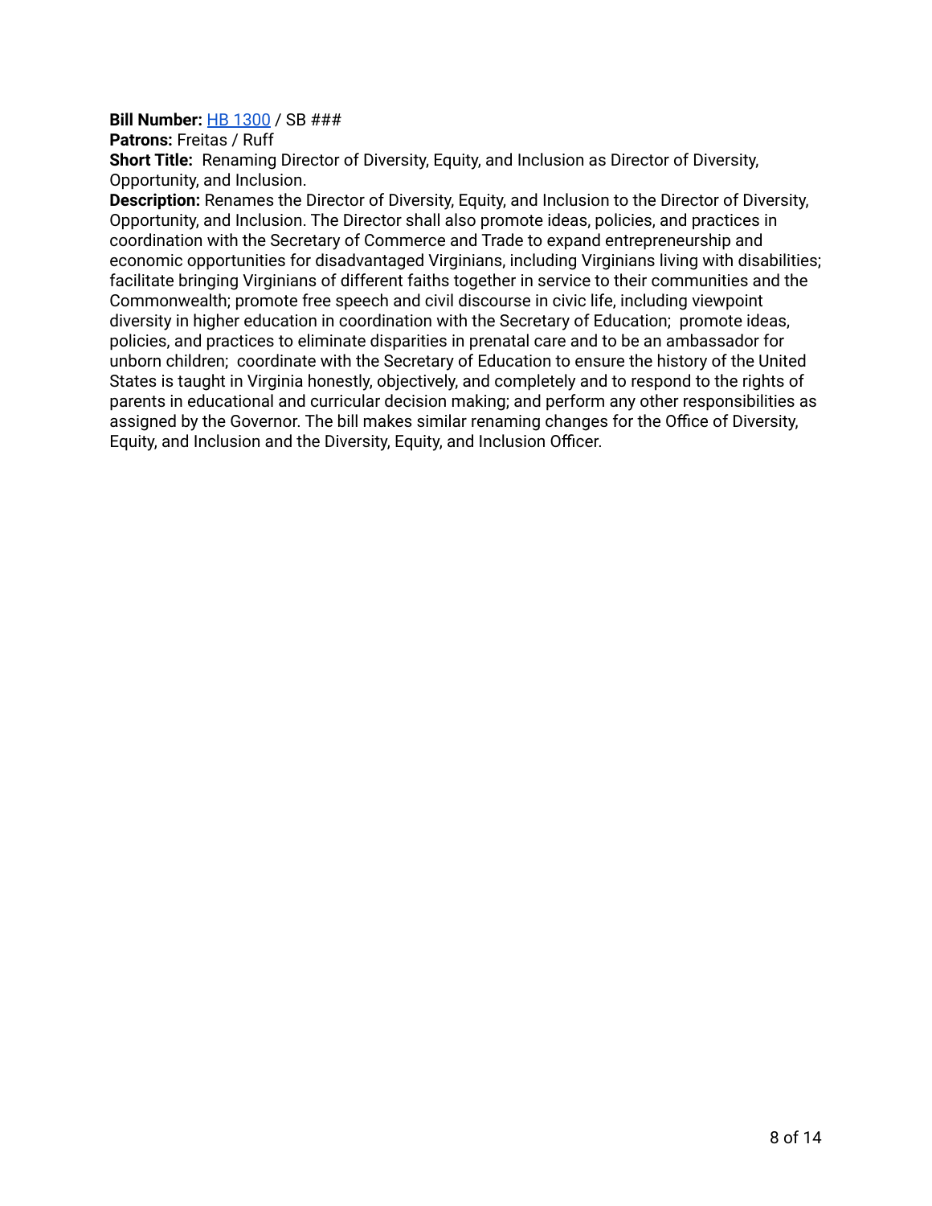**Bill Number:** HB 1300 / SB ###
**Patrons:** Freitas / Ruff
**Short Title:** Renaming Director of Diversity, Equity, and Inclusion as Director of Diversity, Opportunity, and Inclusion.
**Description:** Renames the Director of Diversity, Equity, and Inclusion to the Director of Diversity, Opportunity, and Inclusion. The Director shall also promote ideas, policies, and practices in coordination with the Secretary of Commerce and Trade to expand entrepreneurship and economic opportunities for disadvantaged Virginians, including Virginians living with disabilities; facilitate bringing Virginians of different faiths together in service to their communities and the Commonwealth; promote free speech and civil discourse in civic life, including viewpoint diversity in higher education in coordination with the Secretary of Education; promote ideas, policies, and practices to eliminate disparities in prenatal care and to be an ambassador for unborn children; coordinate with the Secretary of Education to ensure the history of the United States is taught in Virginia honestly, objectively, and completely and to respond to the rights of parents in educational and curricular decision making; and perform any other responsibilities as assigned by the Governor. The bill makes similar renaming changes for the Office of Diversity, Equity, and Inclusion and the Diversity, Equity, and Inclusion Officer.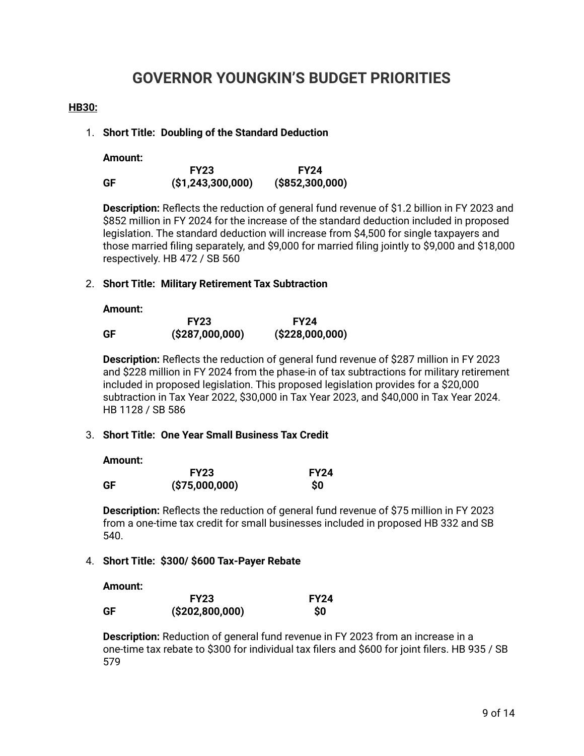# GOVERNOR YOUNGKIN'S BUDGET PRIORITIES

**HB30:**

1. **Short Title: Doubling of the Standard Deduction**

   **Amount:**

   | | FY23 | FY24 |
   |---|---|---|
   | **GF** | **($1,243,300,000)** | **($852,300,000)** |

   **Description:** Reflects the reduction of general fund revenue of $1.2 billion in FY 2023 and $852 million in FY 2024 for the increase of the standard deduction included in proposed legislation. The standard deduction will increase from $4,500 for single taxpayers and those married filing separately, and $9,000 for married filing jointly to $9,000 and $18,000 respectively. HB 472 / SB 560

2. **Short Title: Military Retirement Tax Subtraction**

   **Amount:**

   | | FY23 | FY24 |
   |---|---|---|
   | **GF** | **($287,000,000)** | **($228,000,000)** |

   **Description:** Reflects the reduction of general fund revenue of $287 million in FY 2023 and $228 million in FY 2024 from the phase-in of tax subtractions for military retirement included in proposed legislation. This proposed legislation provides for a $20,000 subtraction in Tax Year 2022, $30,000 in Tax Year 2023, and $40,000 in Tax Year 2024. HB 1128 / SB 586

3. **Short Title: One Year Small Business Tax Credit**

   **Amount:**

   | | FY23 | FY24 |
   |---|---|---|
   | **GF** | **($75,000,000)** | **$0** |

   **Description:** Reflects the reduction of general fund revenue of $75 million in FY 2023 from a one-time tax credit for small businesses included in proposed HB 332 and SB 540.

4. **Short Title: $300/ $600 Tax-Payer Rebate**

   **Amount:**

   | | FY23 | FY24 |
   |---|---|---|
   | **GF** | **($202,800,000)** | **$0** |

   **Description:** Reduction of general fund revenue in FY 2023 from an increase in a one-time tax rebate to $300 for individual tax filers and $600 for joint filers. HB 935 / SB 579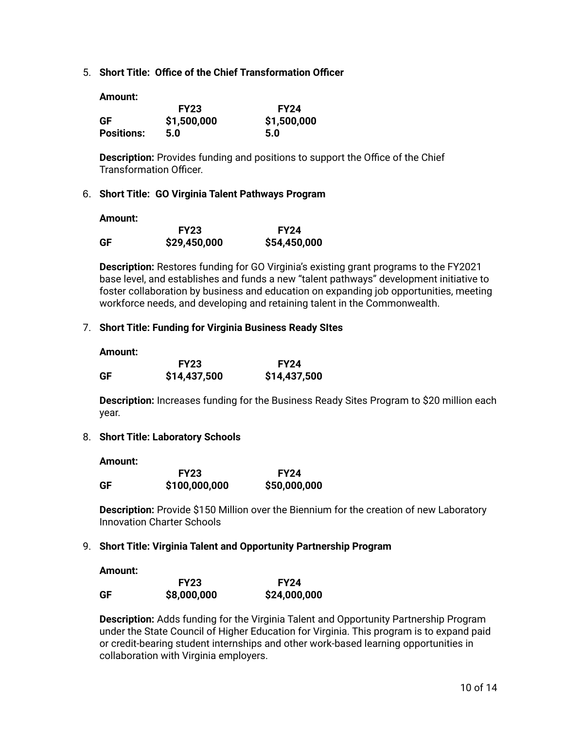5. **Short Title: Office of the Chief Transformation Officer**

   **Amount:**

   | | **FY23** | **FY24** |
   |---|---|---|
   | **GF** | **$1,500,000** | **$1,500,000** |
   | **Positions:** | **5.0** | **5.0** |

   **Description:** Provides funding and positions to support the Office of the Chief Transformation Officer.

6. **Short Title: GO Virginia Talent Pathways Program**

   **Amount:**

   | | **FY23** | **FY24** |
   |---|---|---|
   | **GF** | **$29,450,000** | **$54,450,000** |

   **Description:** Restores funding for GO Virginia's existing grant programs to the FY2021 base level, and establishes and funds a new "talent pathways" development initiative to foster collaboration by business and education on expanding job opportunities, meeting workforce needs, and developing and retaining talent in the Commonwealth.

7. **Short Title: Funding for Virginia Business Ready SItes**

   **Amount:**

   | | **FY23** | **FY24** |
   |---|---|---|
   | **GF** | **$14,437,500** | **$14,437,500** |

   **Description:** Increases funding for the Business Ready Sites Program to $20 million each year.

8. **Short Title: Laboratory Schools**

   **Amount:**

   | | **FY23** | **FY24** |
   |---|---|---|
   | **GF** | **$100,000,000** | **$50,000,000** |

   **Description:** Provide $150 Million over the Biennium for the creation of new Laboratory Innovation Charter Schools

9. **Short Title: Virginia Talent and Opportunity Partnership Program**

   **Amount:**

   | | **FY23** | **FY24** |
   |---|---|---|
   | **GF** | **$8,000,000** | **$24,000,000** |

   **Description:** Adds funding for the Virginia Talent and Opportunity Partnership Program under the State Council of Higher Education for Virginia. This program is to expand paid or credit-bearing student internships and other work-based learning opportunities in collaboration with Virginia employers.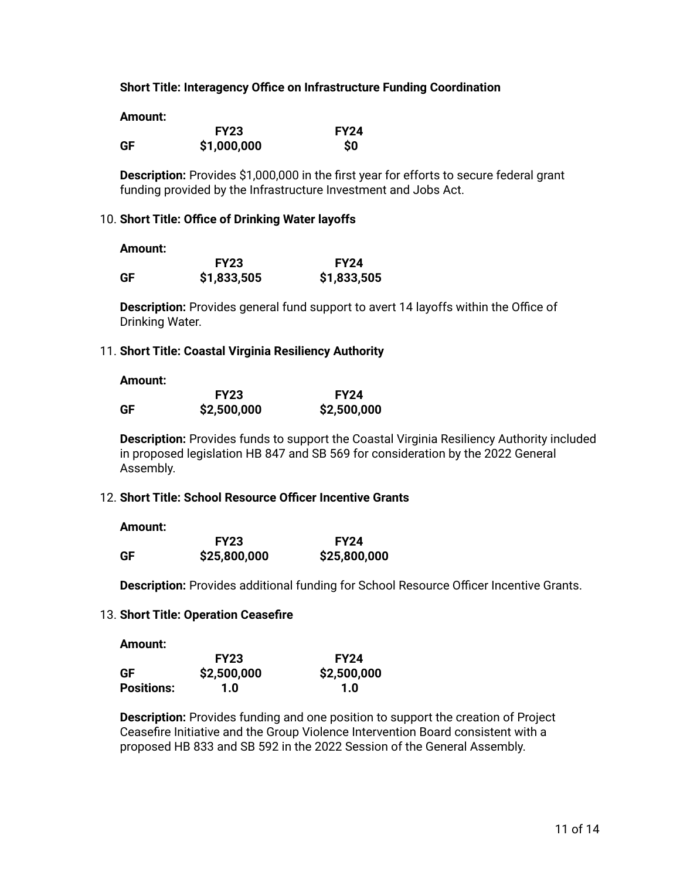**Short Title: Interagency Office on Infrastructure Funding Coordination**

**Amount:**

| | FY23 | FY24 |
|---|---|---|
| **GF** | **$1,000,000** | **$0** |

**Description:** Provides $1,000,000 in the first year for efforts to secure federal grant funding provided by the Infrastructure Investment and Jobs Act.

10. **Short Title: Office of Drinking Water layoffs**

**Amount:**

| | FY23 | FY24 |
|---|---|---|
| **GF** | **$1,833,505** | **$1,833,505** |

**Description:** Provides general fund support to avert 14 layoffs within the Office of Drinking Water.

11. **Short Title: Coastal Virginia Resiliency Authority**

**Amount:**

| | FY23 | FY24 |
|---|---|---|
| **GF** | **$2,500,000** | **$2,500,000** |

**Description:** Provides funds to support the Coastal Virginia Resiliency Authority included in proposed legislation HB 847 and SB 569 for consideration by the 2022 General Assembly.

12. **Short Title: School Resource Officer Incentive Grants**

**Amount:**

| | FY23 | FY24 |
|---|---|---|
| **GF** | **$25,800,000** | **$25,800,000** |

**Description:** Provides additional funding for School Resource Officer Incentive Grants.

13. **Short Title: Operation Ceasefire**

**Amount:**

| | FY23 | FY24 |
|---|---|---|
| **GF** | **$2,500,000** | **$2,500,000** |
| **Positions:** | **1.0** | **1.0** |

**Description:** Provides funding and one position to support the creation of Project Ceasefire Initiative and the Group Violence Intervention Board consistent with a proposed HB 833 and SB 592 in the 2022 Session of the General Assembly.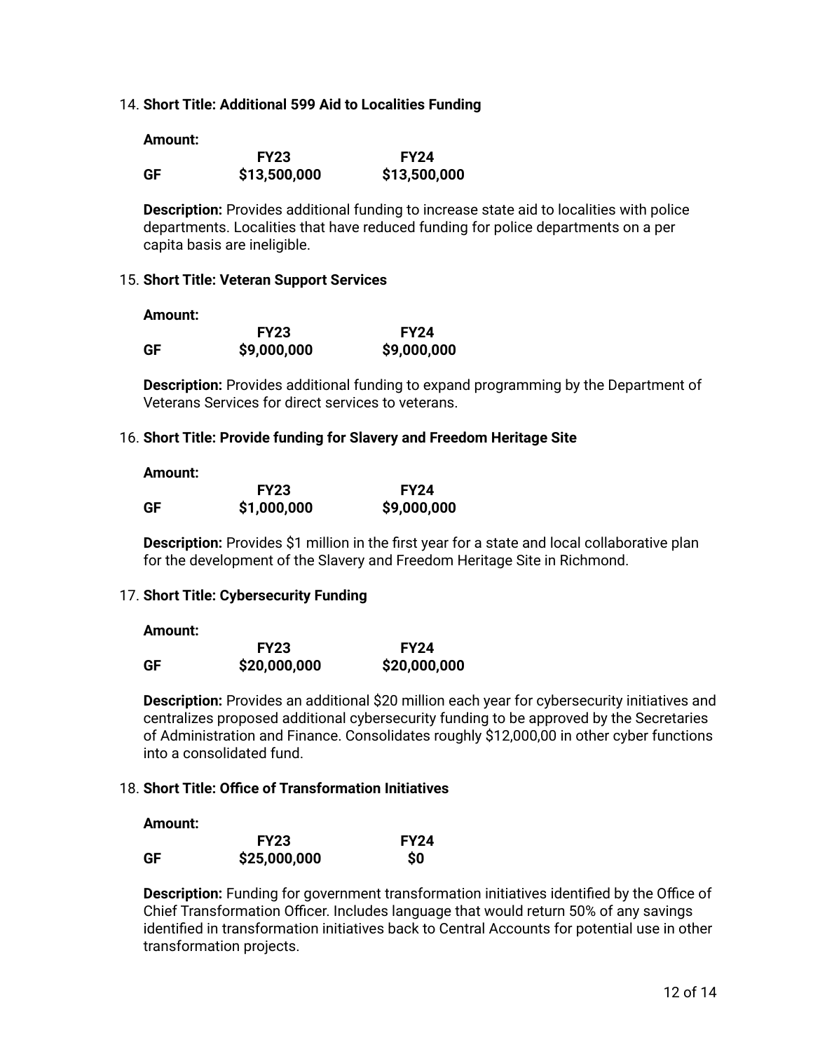14. **Short Title: Additional 599 Aid to Localities Funding**

    **Amount:**

    | | FY23 | FY24 |
    |---|---|---|
    | **GF** | **$13,500,000** | **$13,500,000** |

    **Description:** Provides additional funding to increase state aid to localities with police departments. Localities that have reduced funding for police departments on a per capita basis are ineligible.

15. **Short Title: Veteran Support Services**

    **Amount:**

    | | FY23 | FY24 |
    |---|---|---|
    | **GF** | **$9,000,000** | **$9,000,000** |

    **Description:** Provides additional funding to expand programming by the Department of Veterans Services for direct services to veterans.

16. **Short Title: Provide funding for Slavery and Freedom Heritage Site**

    **Amount:**

    | | FY23 | FY24 |
    |---|---|---|
    | **GF** | **$1,000,000** | **$9,000,000** |

    **Description:** Provides $1 million in the first year for a state and local collaborative plan for the development of the Slavery and Freedom Heritage Site in Richmond.

17. **Short Title: Cybersecurity Funding**

    **Amount:**

    | | FY23 | FY24 |
    |---|---|---|
    | **GF** | **$20,000,000** | **$20,000,000** |

    **Description:** Provides an additional $20 million each year for cybersecurity initiatives and centralizes proposed additional cybersecurity funding to be approved by the Secretaries of Administration and Finance. Consolidates roughly $12,000,00 in other cyber functions into a consolidated fund.

18. **Short Title: Office of Transformation Initiatives**

    **Amount:**

    | | FY23 | FY24 |
    |---|---|---|
    | **GF** | **$25,000,000** | **$0** |

    **Description:** Funding for government transformation initiatives identified by the Office of Chief Transformation Officer. Includes language that would return 50% of any savings identified in transformation initiatives back to Central Accounts for potential use in other transformation projects.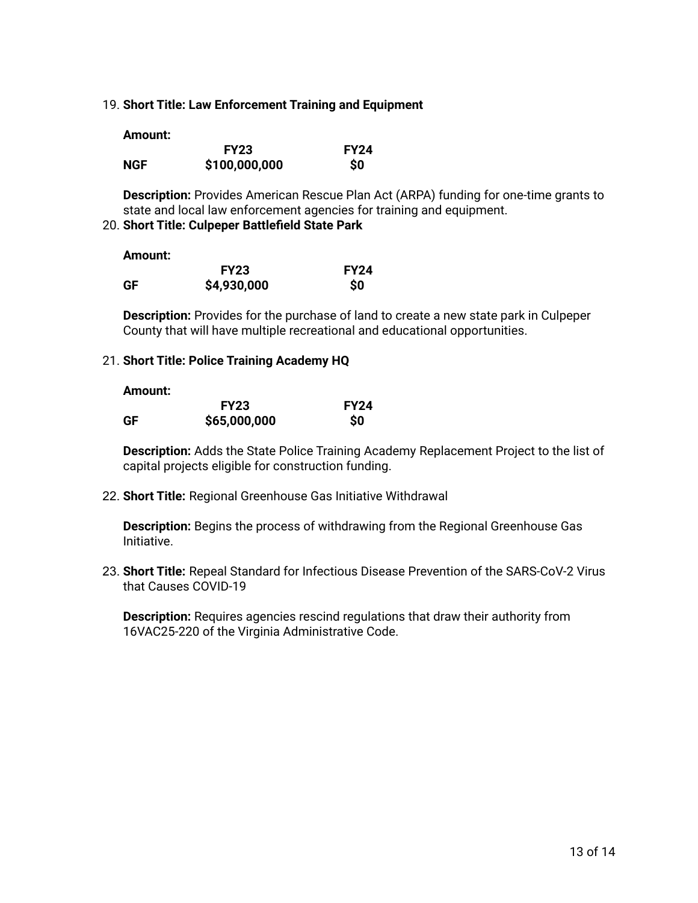19. **Short Title: Law Enforcement Training and Equipment**

    **Amount:**

    | | FY23 | FY24 |
    |---|---|---|
    | **NGF** | **$100,000,000** | **$0** |

    **Description:** Provides American Rescue Plan Act (ARPA) funding for one-time grants to state and local law enforcement agencies for training and equipment.

20. **Short Title: Culpeper Battlefield State Park**

    **Amount:**

    | | FY23 | FY24 |
    |---|---|---|
    | **GF** | **$4,930,000** | **$0** |

    **Description:** Provides for the purchase of land to create a new state park in Culpeper County that will have multiple recreational and educational opportunities.

21. **Short Title: Police Training Academy HQ**

    **Amount:**

    | | FY23 | FY24 |
    |---|---|---|
    | **GF** | **$65,000,000** | **$0** |

    **Description:** Adds the State Police Training Academy Replacement Project to the list of capital projects eligible for construction funding.

22. **Short Title:** Regional Greenhouse Gas Initiative Withdrawal

    **Description:** Begins the process of withdrawing from the Regional Greenhouse Gas Initiative.

23. **Short Title:** Repeal Standard for Infectious Disease Prevention of the SARS-CoV-2 Virus that Causes COVID-19

    **Description:** Requires agencies rescind regulations that draw their authority from 16VAC25-220 of the Virginia Administrative Code.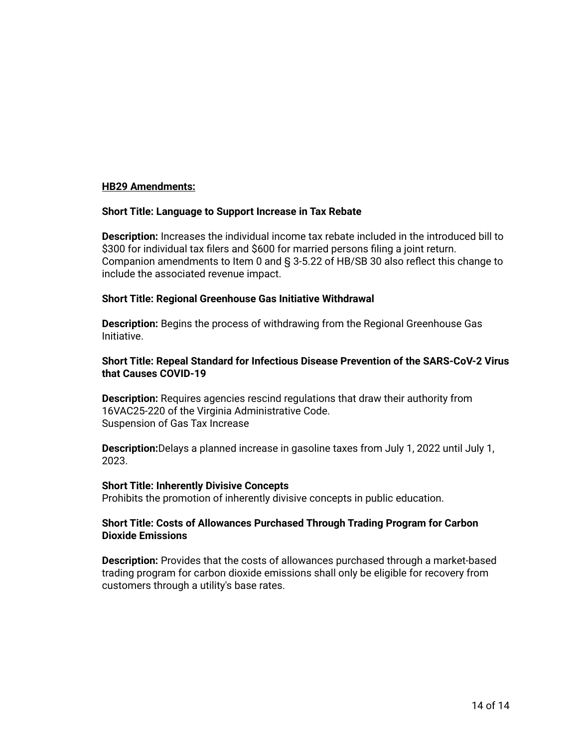**<u>HB29 Amendments:</u>**

**Short Title: Language to Support Increase in Tax Rebate**

**Description:** Increases the individual income tax rebate included in the introduced bill to $300 for individual tax filers and $600 for married persons filing a joint return. Companion amendments to Item 0 and § 3-5.22 of HB/SB 30 also reflect this change to include the associated revenue impact.

**Short Title: Regional Greenhouse Gas Initiative Withdrawal**

**Description:** Begins the process of withdrawing from the Regional Greenhouse Gas Initiative.

**Short Title: Repeal Standard for Infectious Disease Prevention of the SARS-CoV-2 Virus that Causes COVID-19**

**Description:** Requires agencies rescind regulations that draw their authority from 16VAC25-220 of the Virginia Administrative Code.
Suspension of Gas Tax Increase

**Description:**Delays a planned increase in gasoline taxes from July 1, 2022 until July 1, 2023.

**Short Title: Inherently Divisive Concepts**
Prohibits the promotion of inherently divisive concepts in public education.

**Short Title: Costs of Allowances Purchased Through Trading Program for Carbon Dioxide Emissions**

**Description:** Provides that the costs of allowances purchased through a market-based trading program for carbon dioxide emissions shall only be eligible for recovery from customers through a utility's base rates.